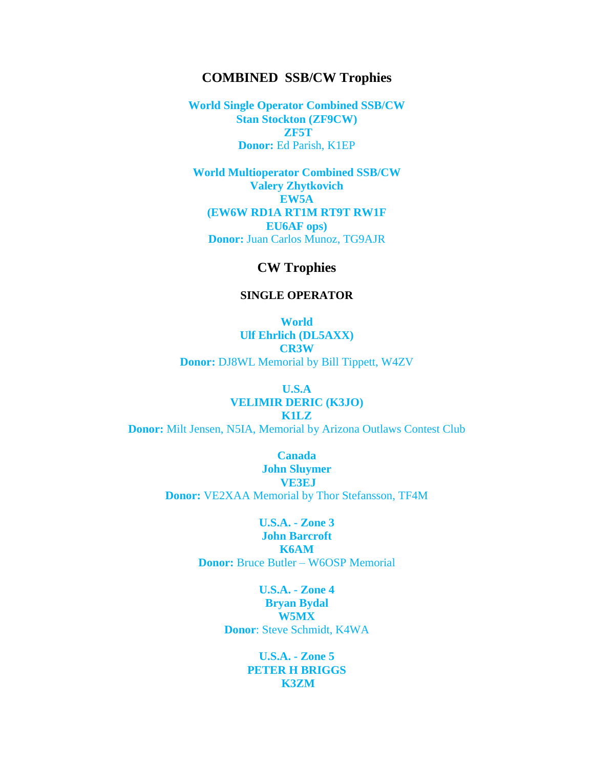## COMBINED SSB/CW Trophies

**World Single Operator Combined SSB/CW**
**Stan Stockton (ZF9CW)**
**ZF5T**
**Donor:** Ed Parish, K1EP

**World Multioperator Combined SSB/CW**
**Valery Zhytkovich**
**EW5A**
**(EW6W RD1A RT1M RT9T RW1F EU6AF ops)**
**Donor:** Juan Carlos Munoz, TG9AJR

## CW Trophies

### SINGLE OPERATOR

**World**
**Ulf Ehrlich (DL5AXX)**
**CR3W**
**Donor:** DJ8WL Memorial by Bill Tippett, W4ZV

**U.S.A**
**VELIMIR DERIC (K3JO)**
**K1LZ**
**Donor:** Milt Jensen, N5IA, Memorial by Arizona Outlaws Contest Club

**Canada**
**John Sluymer**
**VE3EJ**
**Donor:** VE2XAA Memorial by Thor Stefansson, TF4M

**U.S.A. - Zone 3**
**John Barcroft**
**K6AM**
**Donor:** Bruce Butler – W6OSP Memorial

**U.S.A. - Zone 4**
**Bryan Bydal**
**W5MX**
**Donor**: Steve Schmidt, K4WA

**U.S.A. - Zone 5**
**PETER H BRIGGS**
**K3ZM**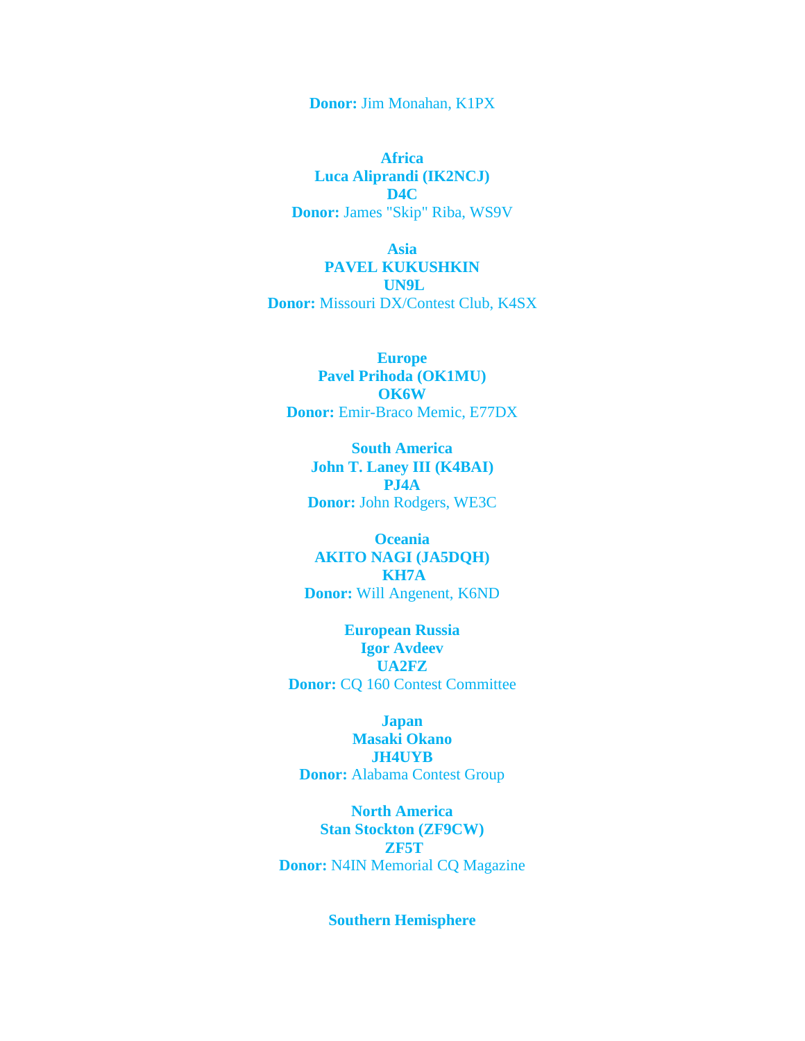**Donor:** Jim Monahan, K1PX

**Africa**
**Luca Aliprandi (IK2NCJ)**
**D4C**
**Donor:** James "Skip" Riba, WS9V

**Asia**
**PAVEL KUKUSHKIN**
**UN9L**
**Donor:** Missouri DX/Contest Club, K4SX

**Europe**
**Pavel Prihoda (OK1MU)**
**OK6W**
**Donor:** Emir-Braco Memic, E77DX

**South America**
**John T. Laney III (K4BAI)**
**PJ4A**
**Donor:** John Rodgers, WE3C

**Oceania**
**AKITO NAGI (JA5DQH)**
**KH7A**
**Donor:** Will Angenent, K6ND

**European Russia**
**Igor Avdeev**
**UA2FZ**
**Donor:** CQ 160 Contest Committee

**Japan**
**Masaki Okano**
**JH4UYB**
**Donor:** Alabama Contest Group

**North America**
**Stan Stockton (ZF9CW)**
**ZF5T**
**Donor:** N4IN Memorial CQ Magazine

**Southern Hemisphere**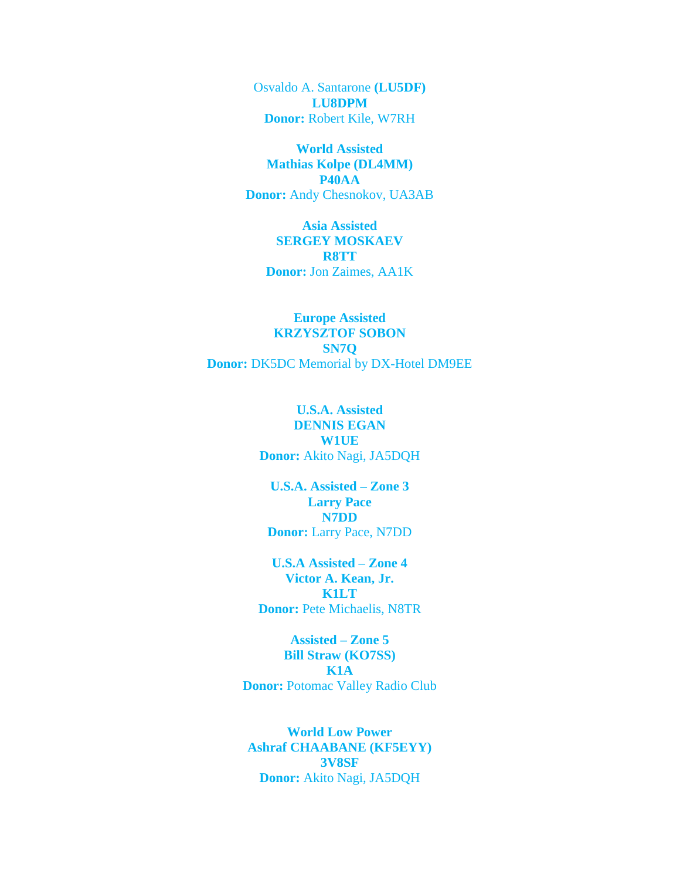Osvaldo A. Santarone **(LU5DF)**
**LU8DPM**
**Donor:** Robert Kile, W7RH

**World Assisted**
**Mathias Kolpe (DL4MM)**
**P40AA**
**Donor:** Andy Chesnokov, UA3AB

**Asia Assisted**
**SERGEY MOSKAEV**
**R8TT**
**Donor:** Jon Zaimes, AA1K

**Europe Assisted**
**KRZYSZTOF SOBON**
**SN7Q**
**Donor:** DK5DC Memorial by DX-Hotel DM9EE

**U.S.A. Assisted**
**DENNIS EGAN**
**W1UE**
**Donor:** Akito Nagi, JA5DQH

**U.S.A. Assisted – Zone 3**
**Larry Pace**
**N7DD**
**Donor:** Larry Pace, N7DD

**U.S.A Assisted – Zone 4**
**Victor A. Kean, Jr.**
**K1LT**
**Donor:** Pete Michaelis, N8TR

**Assisted – Zone 5**
**Bill Straw (KO7SS)**
**K1A**
**Donor:** Potomac Valley Radio Club

**World Low Power**
**Ashraf CHAABANE (KF5EYY)**
**3V8SF**
**Donor:** Akito Nagi, JA5DQH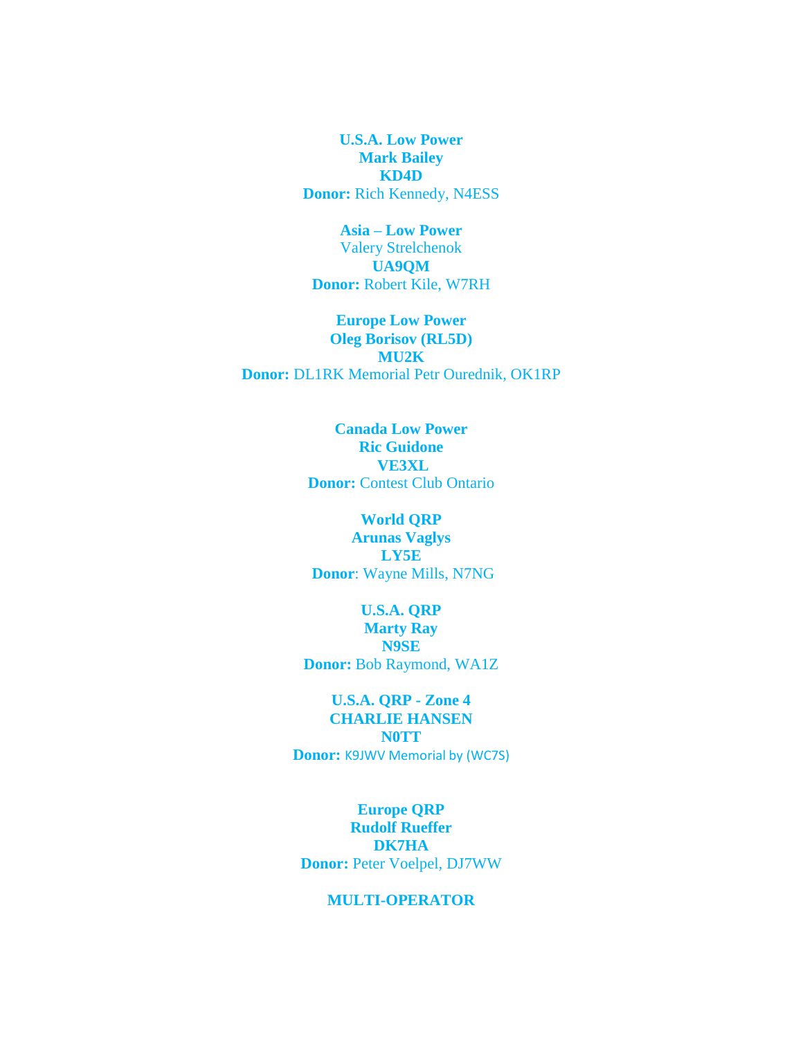**U.S.A. Low Power**
**Mark Bailey**
**KD4D**
**Donor:** Rich Kennedy, N4ESS

**Asia – Low Power**
Valery Strelchenok
**UA9QM**
**Donor:** Robert Kile, W7RH

**Europe Low Power**
**Oleg Borisov (RL5D)**
**MU2K**
**Donor:** DL1RK Memorial Petr Ourednik, OK1RP

**Canada Low Power**
**Ric Guidone**
**VE3XL**
**Donor:** Contest Club Ontario

**World QRP**
**Arunas Vaglys**
**LY5E**
**Donor**: Wayne Mills, N7NG

**U.S.A. QRP**
**Marty Ray**
**N9SE**
**Donor:** Bob Raymond, WA1Z

**U.S.A. QRP - Zone 4**
**CHARLIE HANSEN**
**N0TT**
**Donor:** K9JWV Memorial by (WC7S)

**Europe QRP**
**Rudolf Rueffer**
**DK7HA**
**Donor:** Peter Voelpel, DJ7WW

**MULTI-OPERATOR**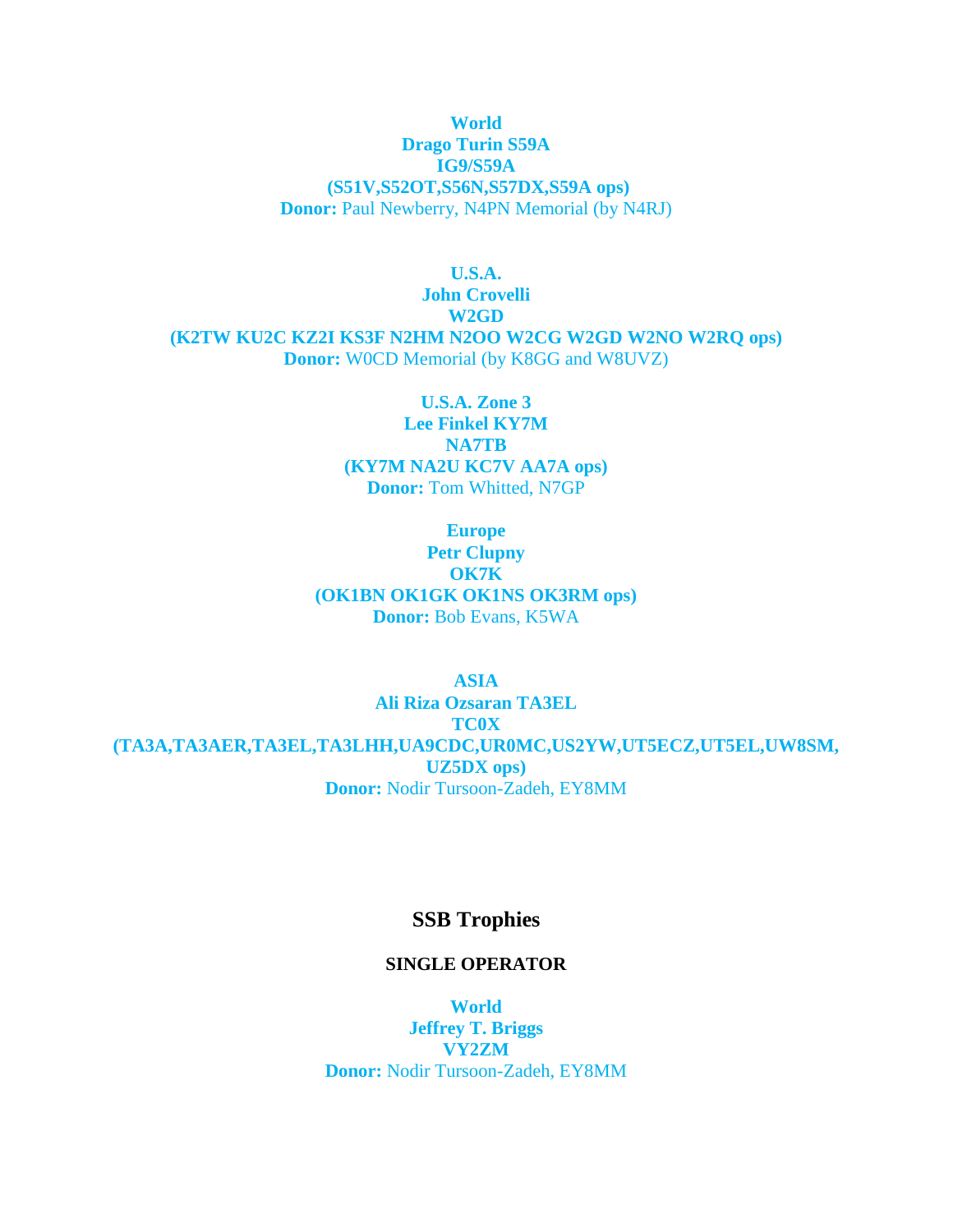**World**
**Drago Turin S59A**
**IG9/S59A**
**(S51V,S52OT,S56N,S57DX,S59A ops)**
**Donor:** Paul Newberry, N4PN Memorial (by N4RJ)

**U.S.A.**
**John Crovelli**
**W2GD**
**(K2TW KU2C KZ2I KS3F N2HM N2OO W2CG W2GD W2NO W2RQ ops)**
**Donor:** W0CD Memorial (by K8GG and W8UVZ)

**U.S.A. Zone 3**
**Lee Finkel KY7M**
**NA7TB**
**(KY7M NA2U KC7V AA7A ops)**
**Donor:** Tom Whitted, N7GP

**Europe**
**Petr Clupny**
**OK7K**
**(OK1BN OK1GK OK1NS OK3RM ops)**
**Donor:** Bob Evans, K5WA

**ASIA**
**Ali Riza Ozsaran TA3EL**
**TC0X**
**(TA3A,TA3AER,TA3EL,TA3LHH,UA9CDC,UR0MC,US2YW,UT5ECZ,UT5EL,UW8SM, UZ5DX ops)**
**Donor:** Nodir Tursoon-Zadeh, EY8MM

## SSB Trophies

### SINGLE OPERATOR

**World**
**Jeffrey T. Briggs**
**VY2ZM**
**Donor:** Nodir Tursoon-Zadeh, EY8MM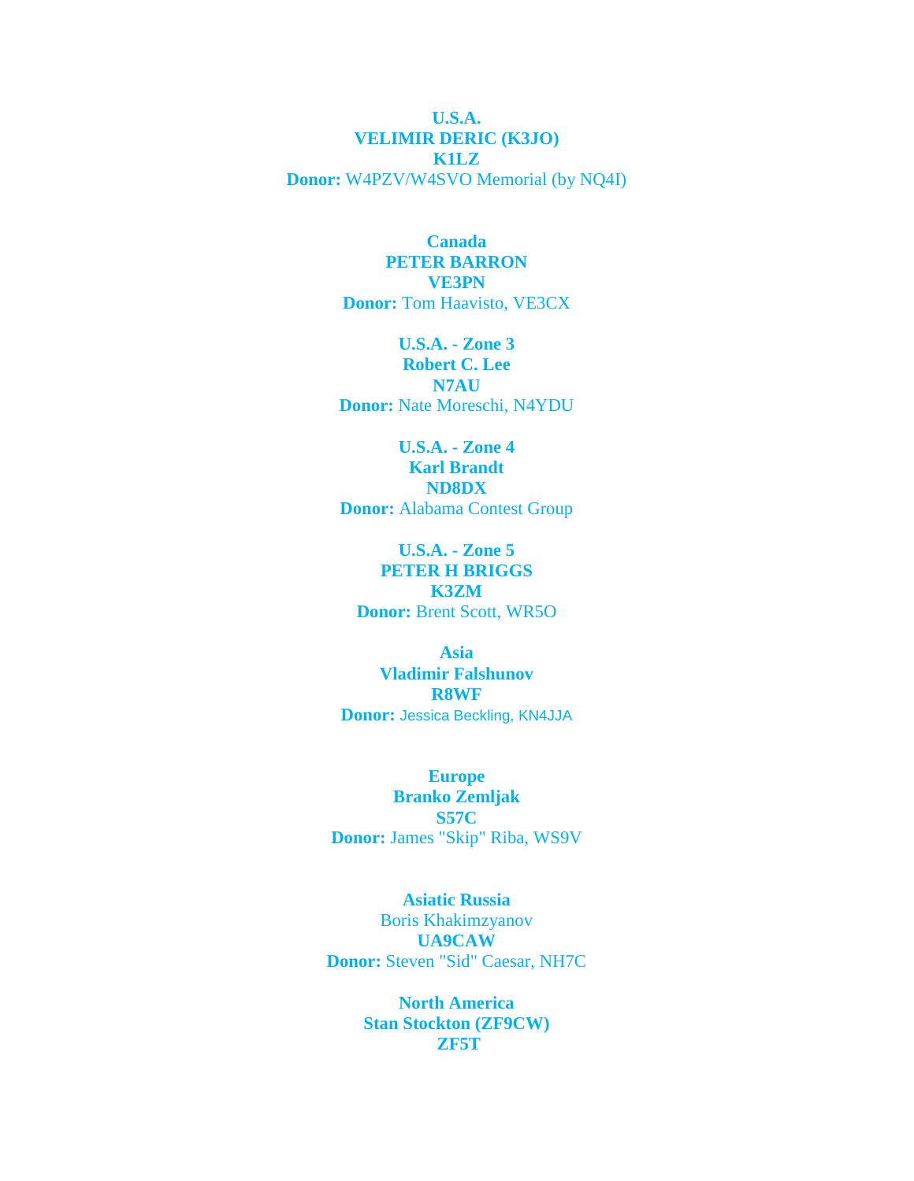**U.S.A.**
**VELIMIR DERIC (K3JO)**
**K1LZ**
**Donor:** W4PZV/W4SVO Memorial (by NQ4I)

**Canada**
**PETER BARRON**
**VE3PN**
**Donor:** Tom Haavisto, VE3CX

**U.S.A. - Zone 3**
**Robert C. Lee**
**N7AU**
**Donor:** Nate Moreschi, N4YDU

**U.S.A. - Zone 4**
**Karl Brandt**
**ND8DX**
**Donor:** Alabama Contest Group

**U.S.A. - Zone 5**
**PETER H BRIGGS**
**K3ZM**
**Donor:** Brent Scott, WR5O

**Asia**
**Vladimir Falshunov**
**R8WF**
**Donor:** Jessica Beckling, KN4JJA

**Europe**
**Branko Zemljak**
**S57C**
**Donor:** James "Skip" Riba, WS9V

**Asiatic Russia**
Boris Khakimzyanov
**UA9CAW**
**Donor:** Steven "Sid" Caesar, NH7C

**North America**
**Stan Stockton (ZF9CW)**
**ZF5T**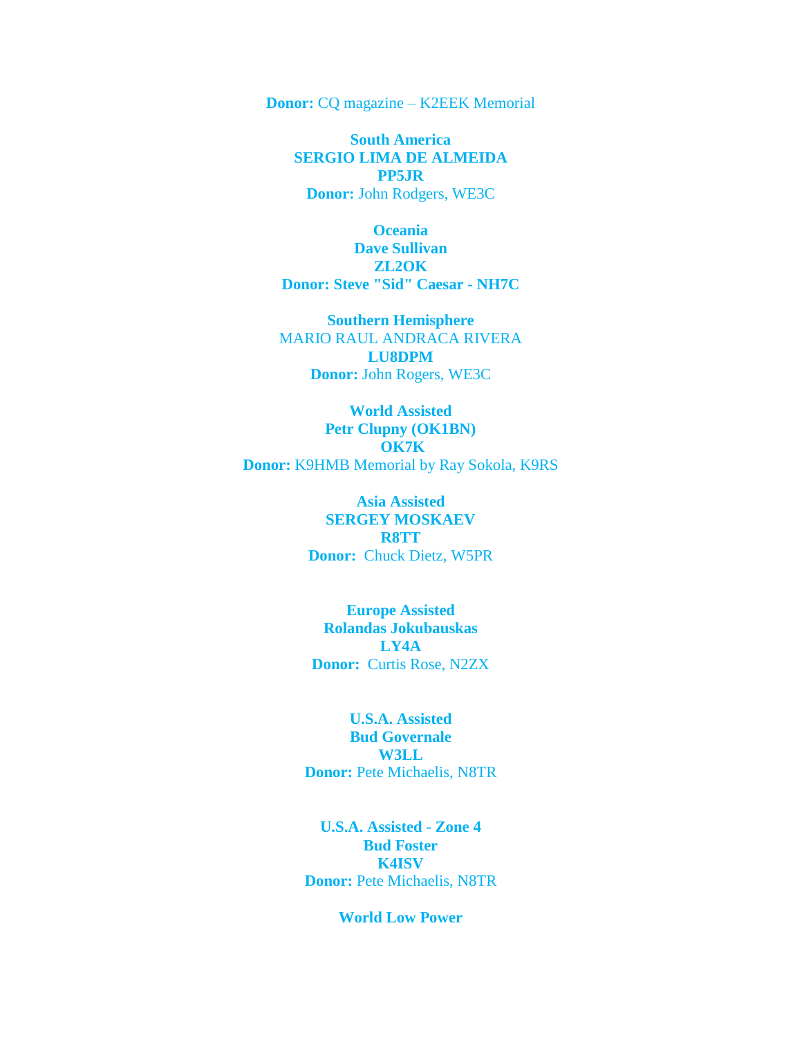**Donor:** CQ magazine – K2EEK Memorial

**South America**
**SERGIO LIMA DE ALMEIDA**
**PP5JR**
**Donor:** John Rodgers, WE3C

**Oceania**
**Dave Sullivan**
**ZL2OK**
**Donor: Steve "Sid" Caesar - NH7C**

**Southern Hemisphere**
MARIO RAUL ANDRACA RIVERA
**LU8DPM**
**Donor:** John Rogers, WE3C

**World Assisted**
**Petr Clupny (OK1BN)**
**OK7K**
**Donor:** K9HMB Memorial by Ray Sokola, K9RS

**Asia Assisted**
**SERGEY MOSKAEV**
**R8TT**
**Donor:** Chuck Dietz, W5PR

**Europe Assisted**
**Rolandas Jokubauskas**
**LY4A**
**Donor:** Curtis Rose, N2ZX

**U.S.A. Assisted**
**Bud Governale**
**W3LL**
**Donor:** Pete Michaelis, N8TR

**U.S.A. Assisted - Zone 4**
**Bud Foster**
**K4ISV**
**Donor:** Pete Michaelis, N8TR

**World Low Power**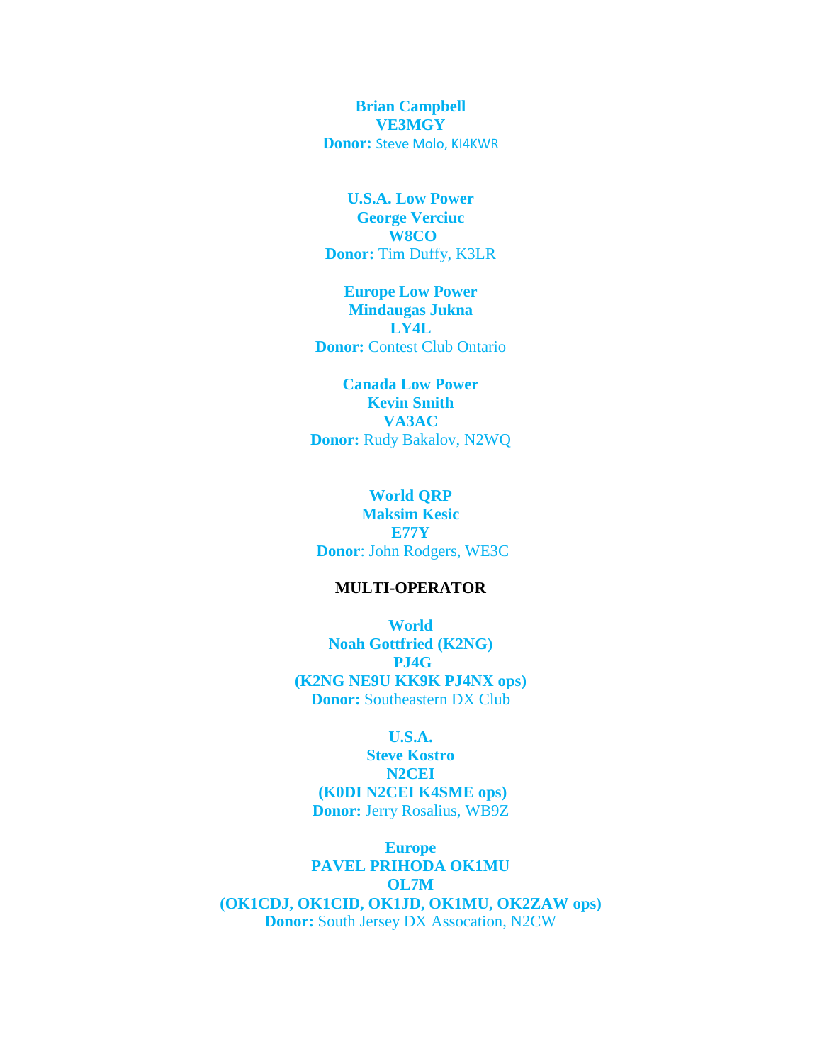**Brian Campbell**
**VE3MGY**
**Donor:** Steve Molo, KI4KWR

**U.S.A. Low Power**
**George Verciuc**
**W8CO**
**Donor:** Tim Duffy, K3LR

**Europe Low Power**
**Mindaugas Jukna**
**LY4L**
**Donor:** Contest Club Ontario

**Canada Low Power**
**Kevin Smith**
**VA3AC**
**Donor:** Rudy Bakalov, N2WQ

**World QRP**
**Maksim Kesic**
**E77Y**
**Donor**: John Rodgers, WE3C

## MULTI-OPERATOR

**World**
**Noah Gottfried (K2NG)**
**PJ4G**
**(K2NG NE9U KK9K PJ4NX ops)**
**Donor:** Southeastern DX Club

**U.S.A.**
**Steve Kostro**
**N2CEI**
**(K0DI N2CEI K4SME ops)**
**Donor:** Jerry Rosalius, WB9Z

**Europe**
**PAVEL PRIHODA OK1MU**
**OL7M**
**(OK1CDJ, OK1CID, OK1JD, OK1MU, OK2ZAW ops)**
**Donor:** South Jersey DX Assocation, N2CW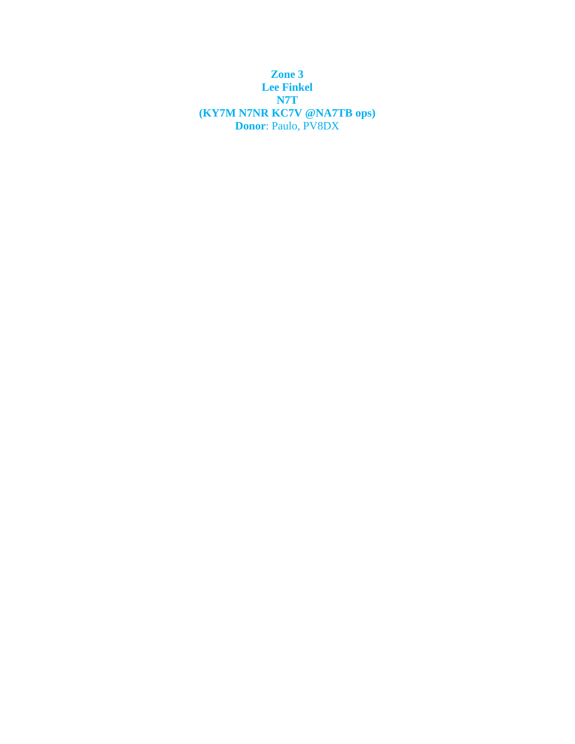**Zone 3**
**Lee Finkel**
**N7T**
**(KY7M N7NR KC7V @NA7TB ops)**
**Donor**: Paulo, PV8DX